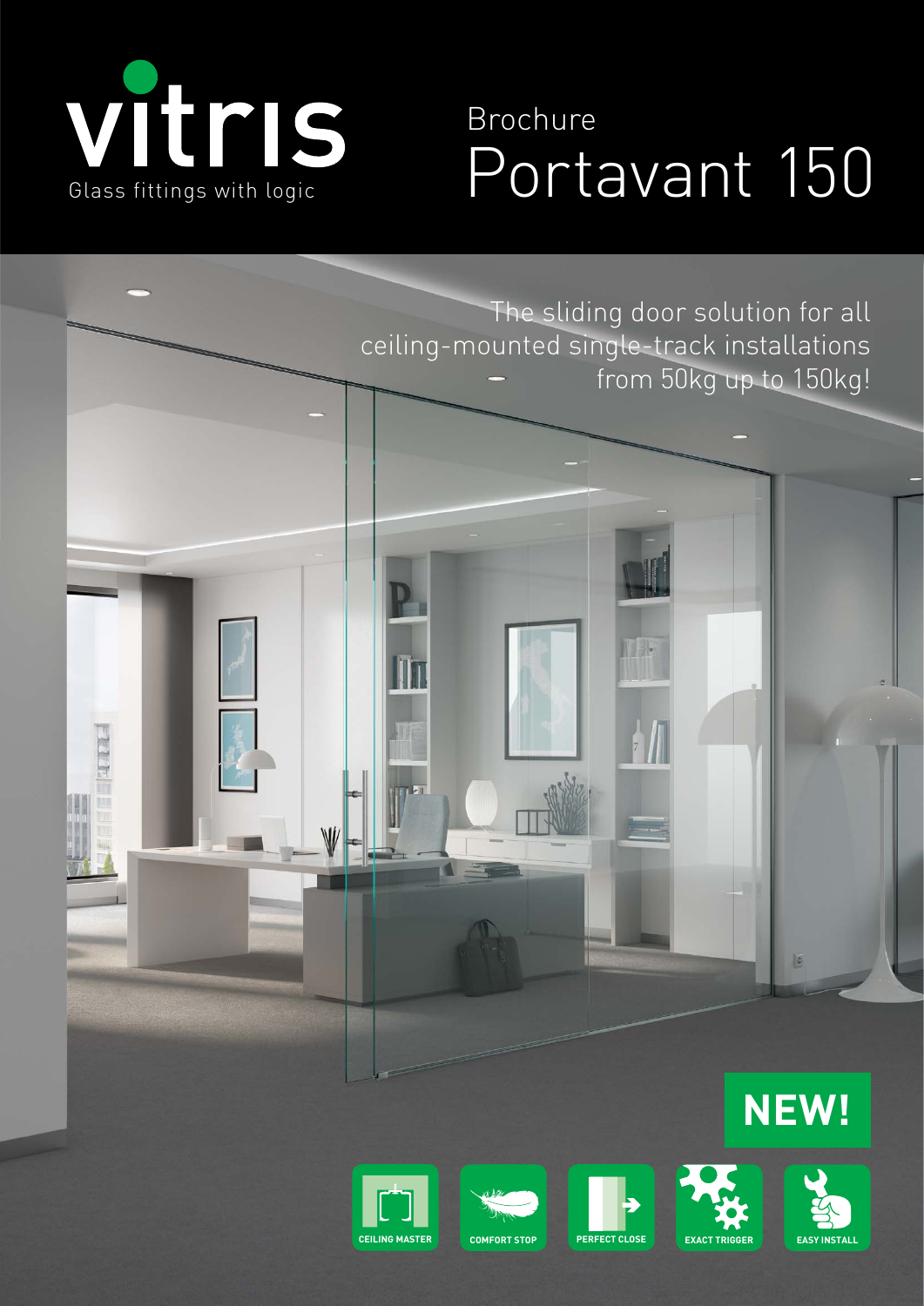vitris

Glass fittings with logic

Brochure

# Portavant 150

The sliding door solution for all ceiling-mounted single-track installations from 50kg up to 150kg!

**NEW!**

CEILING MASTER

COMFORT STOP

PERFECT CLOSE

EXACT TRIGGER

EASY INSTALL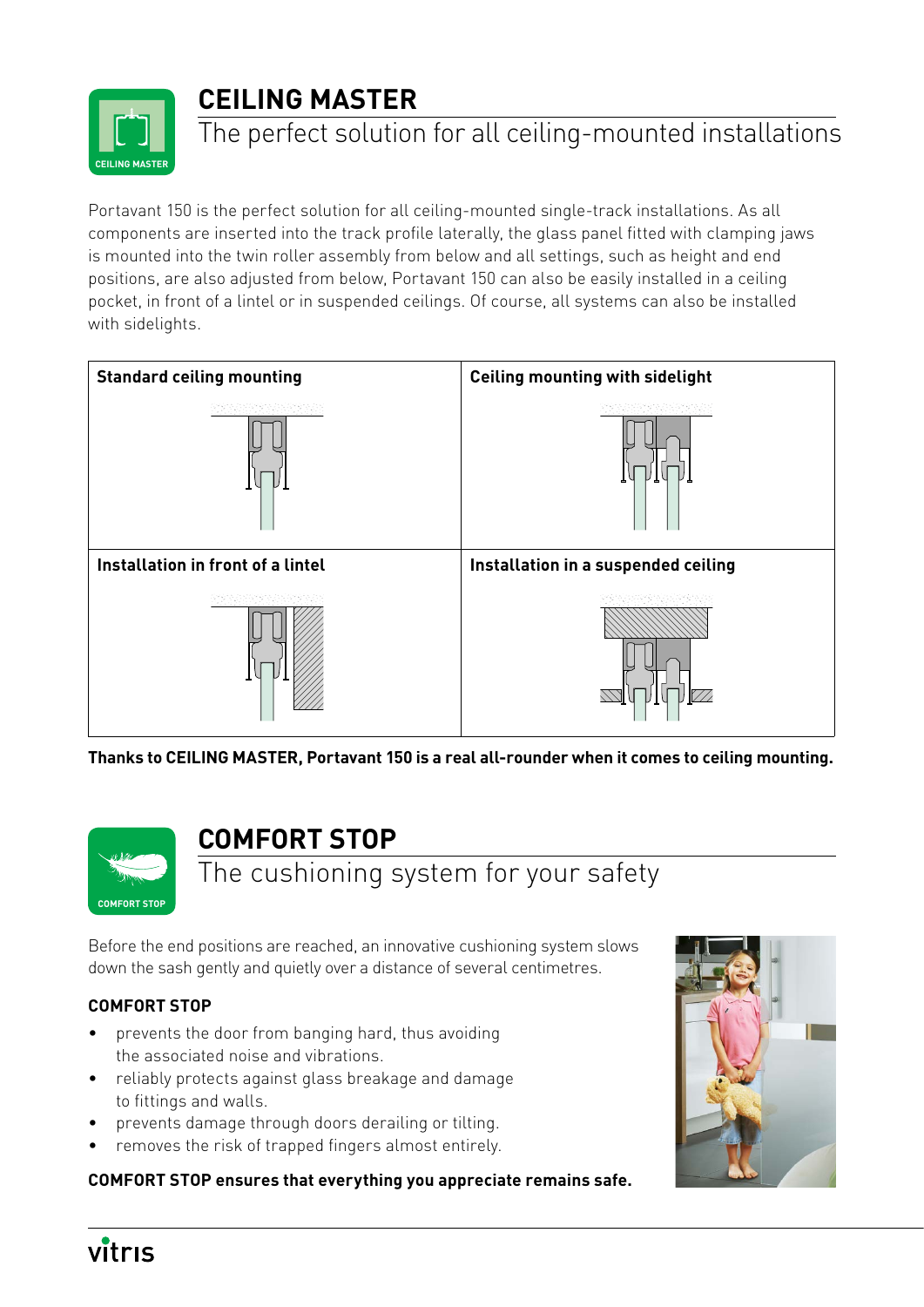# CEILING MASTER

## The perfect solution for all ceiling-mounted installations

Portavant 150 is the perfect solution for all ceiling-mounted single-track installations. As all components are inserted into the track profile laterally, the glass panel fitted with clamping jaws is mounted into the twin roller assembly from below and all settings, such as height and end positions, are also adjusted from below, Portavant 150 can also be easily installed in a ceiling pocket, in front of a lintel or in suspended ceilings. Of course, all systems can also be installed with sidelights.

| **Standard ceiling mounting** | **Ceiling mounting with sidelight** |
|---|---|
| **Installation in front of a lintel** | **Installation in a suspended ceiling** |

**Thanks to CEILING MASTER, Portavant 150 is a real all-rounder when it comes to ceiling mounting.**

# COMFORT STOP

## The cushioning system for your safety

Before the end positions are reached, an innovative cushioning system slows down the sash gently and quietly over a distance of several centimetres.

### COMFORT STOP

- prevents the door from banging hard, thus avoiding the associated noise and vibrations.
- reliably protects against glass breakage and damage to fittings and walls.
- prevents damage through doors derailing or tilting.
- removes the risk of trapped fingers almost entirely.

**COMFORT STOP ensures that everything you appreciate remains safe.**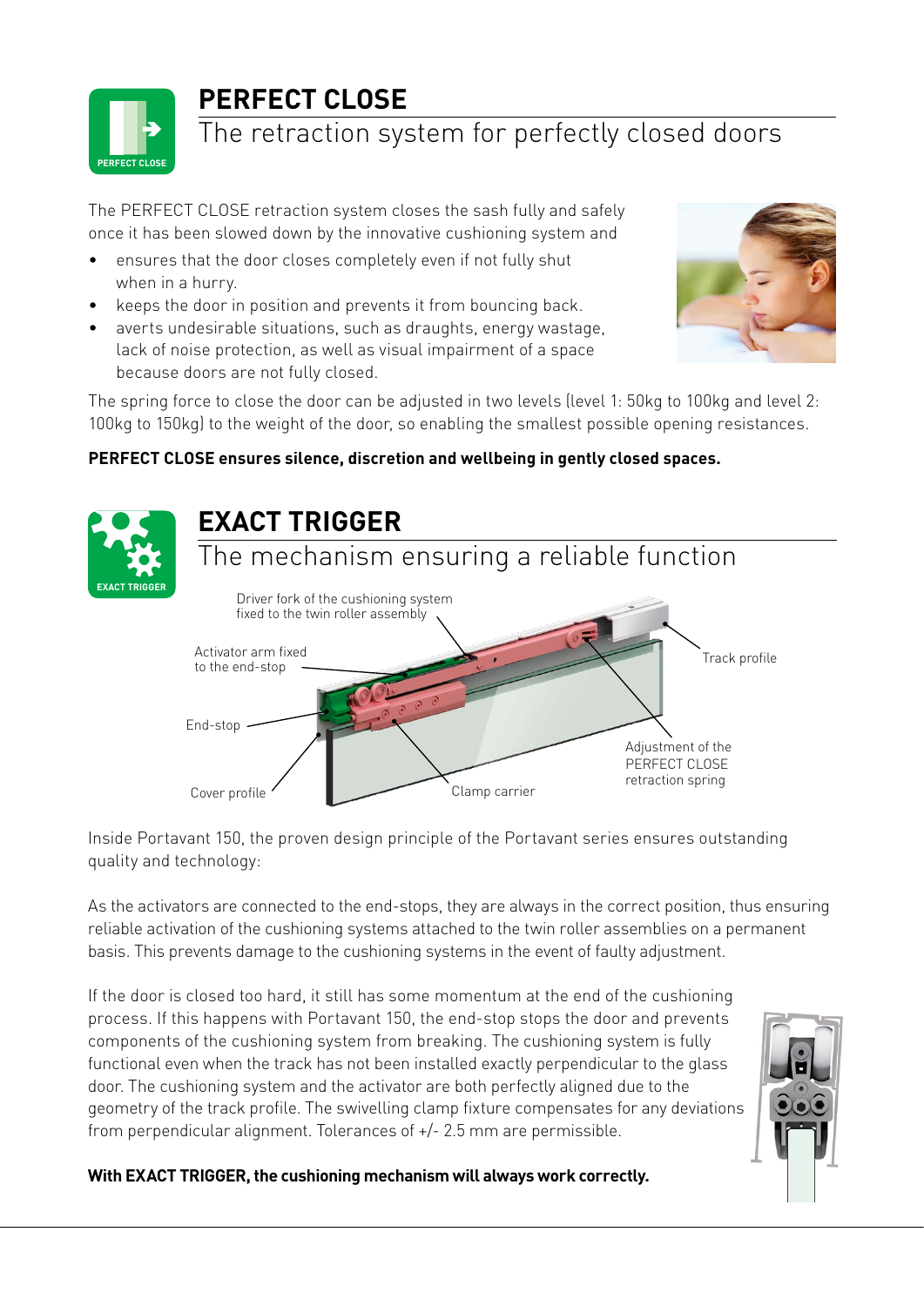# PERFECT CLOSE

## The retraction system for perfectly closed doors

The PERFECT CLOSE retraction system closes the sash fully and safely once it has been slowed down by the innovative cushioning system and

- ensures that the door closes completely even if not fully shut when in a hurry.
- keeps the door in position and prevents it from bouncing back.
- averts undesirable situations, such as draughts, energy wastage, lack of noise protection, as well as visual impairment of a space because doors are not fully closed.

The spring force to close the door can be adjusted in two levels (level 1: 50kg to 100kg and level 2: 100kg to 150kg) to the weight of the door, so enabling the smallest possible opening resistances.

**PERFECT CLOSE ensures silence, discretion and wellbeing in gently closed spaces.**

# EXACT TRIGGER

## The mechanism ensuring a reliable function

Driver fork of the cushioning system fixed to the twin roller assembly

Activator arm fixed to the end-stop

End-stop

Cover profile

Clamp carrier

Track profile

Adjustment of the PERFECT CLOSE retraction spring

Inside Portavant 150, the proven design principle of the Portavant series ensures outstanding quality and technology:

As the activators are connected to the end-stops, they are always in the correct position, thus ensuring reliable activation of the cushioning systems attached to the twin roller assemblies on a permanent basis. This prevents damage to the cushioning systems in the event of faulty adjustment.

If the door is closed too hard, it still has some momentum at the end of the cushioning process. If this happens with Portavant 150, the end-stop stops the door and prevents components of the cushioning system from breaking. The cushioning system is fully functional even when the track has not been installed exactly perpendicular to the glass door. The cushioning system and the activator are both perfectly aligned due to the geometry of the track profile. The swivelling clamp fixture compensates for any deviations from perpendicular alignment. Tolerances of +/- 2.5 mm are permissible.

**With EXACT TRIGGER, the cushioning mechanism will always work correctly.**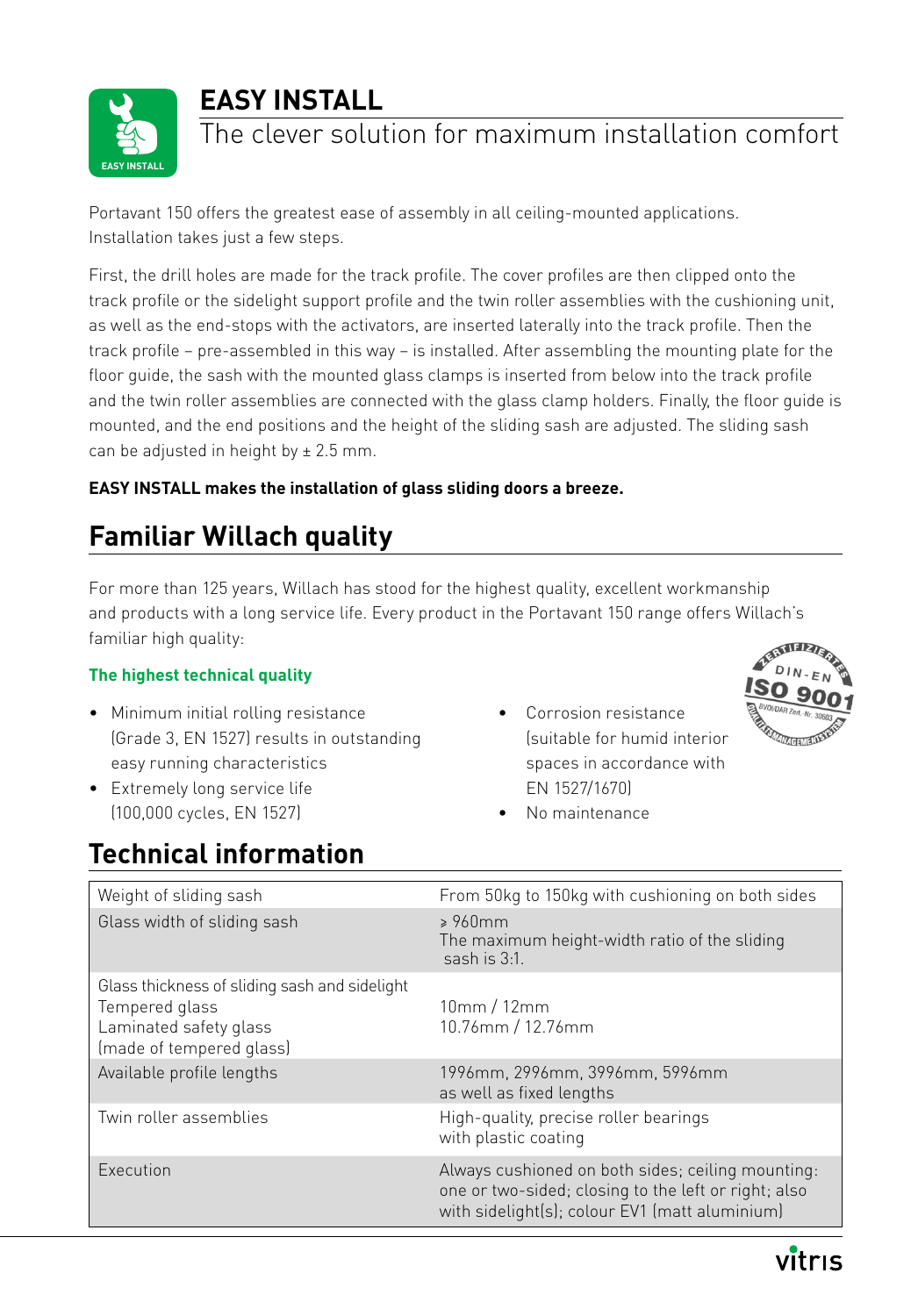# EASY INSTALL

## The clever solution for maximum installation comfort

Portavant 150 offers the greatest ease of assembly in all ceiling-mounted applications. Installation takes just a few steps.

First, the drill holes are made for the track profile. The cover profiles are then clipped onto the track profile or the sidelight support profile and the twin roller assemblies with the cushioning unit, as well as the end-stops with the activators, are inserted laterally into the track profile. Then the track profile – pre-assembled in this way – is installed. After assembling the mounting plate for the floor guide, the sash with the mounted glass clamps is inserted from below into the track profile and the twin roller assemblies are connected with the glass clamp holders. Finally, the floor guide is mounted, and the end positions and the height of the sliding sash are adjusted. The sliding sash can be adjusted in height by ± 2.5 mm.

**EASY INSTALL makes the installation of glass sliding doors a breeze.**

## Familiar Willach quality

For more than 125 years, Willach has stood for the highest quality, excellent workmanship and products with a long service life. Every product in the Portavant 150 range offers Willach's familiar high quality:

### The highest technical quality

- Minimum initial rolling resistance (Grade 3, EN 1527) results in outstanding easy running characteristics
- Extremely long service life (100,000 cycles, EN 1527)
- Corrosion resistance (suitable for humid interior spaces in accordance with EN 1527/1670)
- No maintenance

## Technical information

| | |
|---|---|
| Weight of sliding sash | From 50kg to 150kg with cushioning on both sides |
| Glass width of sliding sash | ≥ 960mm<br>The maximum height-width ratio of the sliding sash is 3:1. |
| Glass thickness of sliding sash and sidelight<br>Tempered glass<br>Laminated safety glass (made of tempered glass) | <br>10mm / 12mm<br>10.76mm / 12.76mm |
| Available profile lengths | 1996mm, 2996mm, 3996mm, 5996mm as well as fixed lengths |
| Twin roller assemblies | High-quality, precise roller bearings with plastic coating |
| Execution | Always cushioned on both sides; ceiling mounting: one or two-sided; closing to the left or right; also with sidelight(s); colour EV1 (matt aluminium) |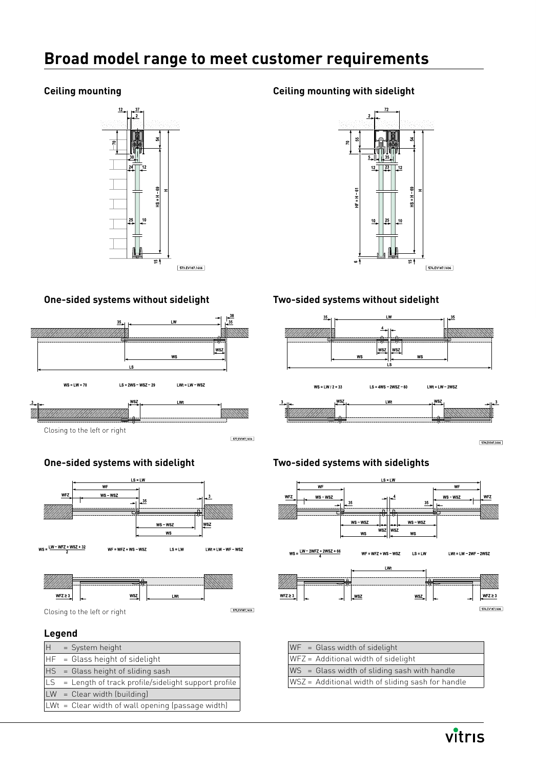# Broad model range to meet customer requirements

## Ceiling mounting

## Ceiling mounting with sidelight

## One-sided systems without sidelight

$WS = LW + 70$  $LS = 2WS - WSZ - 29$  $LWt = LW - WSZ$

Closing to the left or right

## Two-sided systems without sidelight

$WS = LW / 2 + 33$  $LS = 4WS - 2WSZ - 60$  $LWt = LW - 2WSZ$

## One-sided systems with sidelight

$WS = \frac{LW - WFZ + WSZ + 32}{2}$  $WF = WFZ + WS - WSZ$  $LS = LW$  $LWt = LW - WF - WSZ$

Closing to the left or right

## Two-sided systems with sidelights

$WS = \frac{LW - 2WFZ + 2WSZ + 66}{4}$  $WF = WFZ + WS - WSZ$  $LS = LW$  $LWt = LW - 2WF - 2WSZ$

## Legend

| | |
|---|---|
| H | = System height |
| HF | = Glass height of sidelight |
| HS | = Glass height of sliding sash |
| LS | = Length of track profile/sidelight support profile |
| LW | = Clear width (building) |
| LWt | = Clear width of wall opening (passage width) |
| WF | = Glass width of sidelight |
| WFZ | = Additional width of sidelight |
| WS | = Glass width of sliding sash with handle |
| WSZ | = Additional width of sliding sash for handle |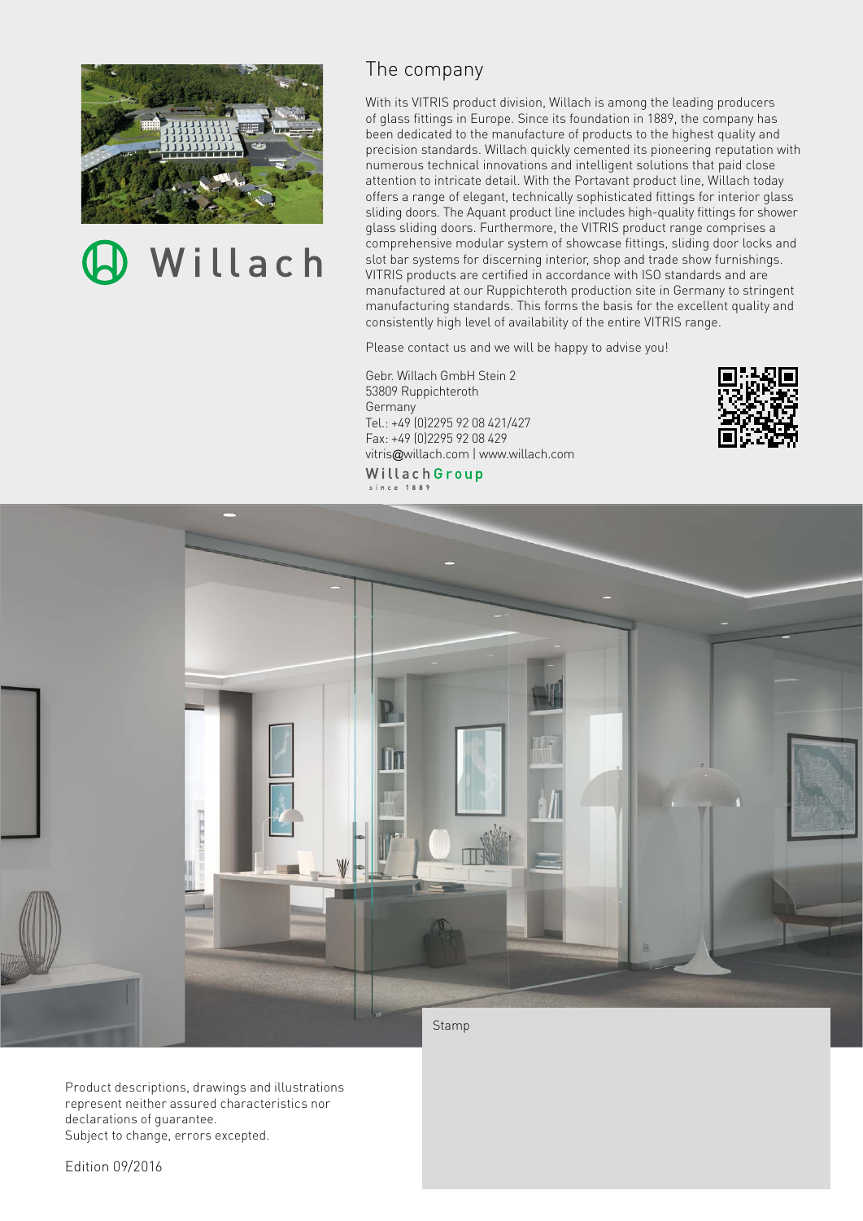Willach

## The company

With its VITRIS product division, Willach is among the leading producers of glass fittings in Europe. Since its foundation in 1889, the company has been dedicated to the manufacture of products to the highest quality and precision standards. Willach quickly cemented its pioneering reputation with numerous technical innovations and intelligent solutions that paid close attention to intricate detail. With the Portavant product line, Willach today offers a range of elegant, technically sophisticated fittings for interior glass sliding doors. The Aquant product line includes high-quality fittings for shower glass sliding doors. Furthermore, the VITRIS product range comprises a comprehensive modular system of showcase fittings, sliding door locks and slot bar systems for discerning interior, shop and trade show furnishings. VITRIS products are certified in accordance with ISO standards and are manufactured at our Ruppichteroth production site in Germany to stringent manufacturing standards. This forms the basis for the excellent quality and consistently high level of availability of the entire VITRIS range.

Please contact us and we will be happy to advise you!

Gebr. Willach GmbH Stein 2
53809 Ruppichteroth
Germany
Tel.: +49 (0)2295 92 08 421/427
Fax: +49 (0)2295 92 08 429
vitris@willach.com | www.willach.com

WillachGroup
since 1889

Stamp

Product descriptions, drawings and illustrations represent neither assured characteristics nor declarations of guarantee.
Subject to change, errors excepted.

Edition 09/2016